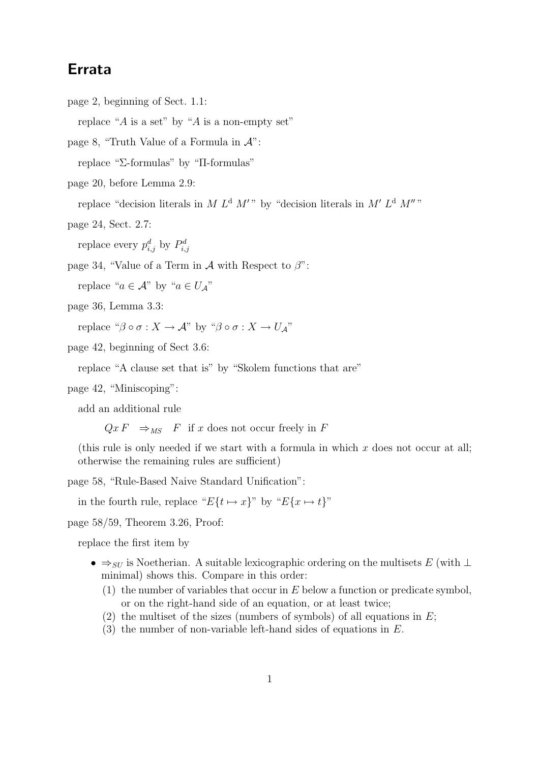## Errata

page 2, beginning of Sect. 1.1:

replace "$A$ is a set" by "$A$ is a non-empty set"

page 8, "Truth Value of a Formula in $\mathcal{A}$":

replace "$\Sigma$-formulas" by "$\Pi$-formulas"

page 20, before Lemma 2.9:

replace "decision literals in $M\ L^{\mathrm{d}}\ M'$" by "decision literals in $M'\ L^{\mathrm{d}}\ M''$"

page 24, Sect. 2.7:

replace every $p^d_{i,j}$ by $P^d_{i,j}$

page 34, "Value of a Term in $\mathcal{A}$ with Respect to $\beta$":

replace "$a \in \mathcal{A}$" by "$a \in U_{\mathcal{A}}$"

page 36, Lemma 3.3:

replace "$\beta \circ \sigma : X \to \mathcal{A}$" by "$\beta \circ \sigma : X \to U_{\mathcal{A}}$"

page 42, beginning of Sect 3.6:

replace "A clause set that is" by "Skolem functions that are"

page 42, "Miniscoping":

add an additional rule

$$Qx\,F \quad \Rightarrow_{MS} \quad F \ \text{ if } x \text{ does not occur freely in } F$$

(this rule is only needed if we start with a formula in which $x$ does not occur at all; otherwise the remaining rules are sufficient)

page 58, "Rule-Based Naive Standard Unification":

in the fourth rule, replace "$E\{t \mapsto x\}$" by "$E\{x \mapsto t\}$"

page 58/59, Theorem 3.26, Proof:

replace the first item by

- $\Rightarrow_{SU}$ is Noetherian. A suitable lexicographic ordering on the multisets $E$ (with $\bot$ minimal) shows this. Compare in this order:
  (1) the number of variables that occur in $E$ below a function or predicate symbol, or on the right-hand side of an equation, or at least twice;
  (2) the multiset of the sizes (numbers of symbols) of all equations in $E$;
  (3) the number of non-variable left-hand sides of equations in $E$.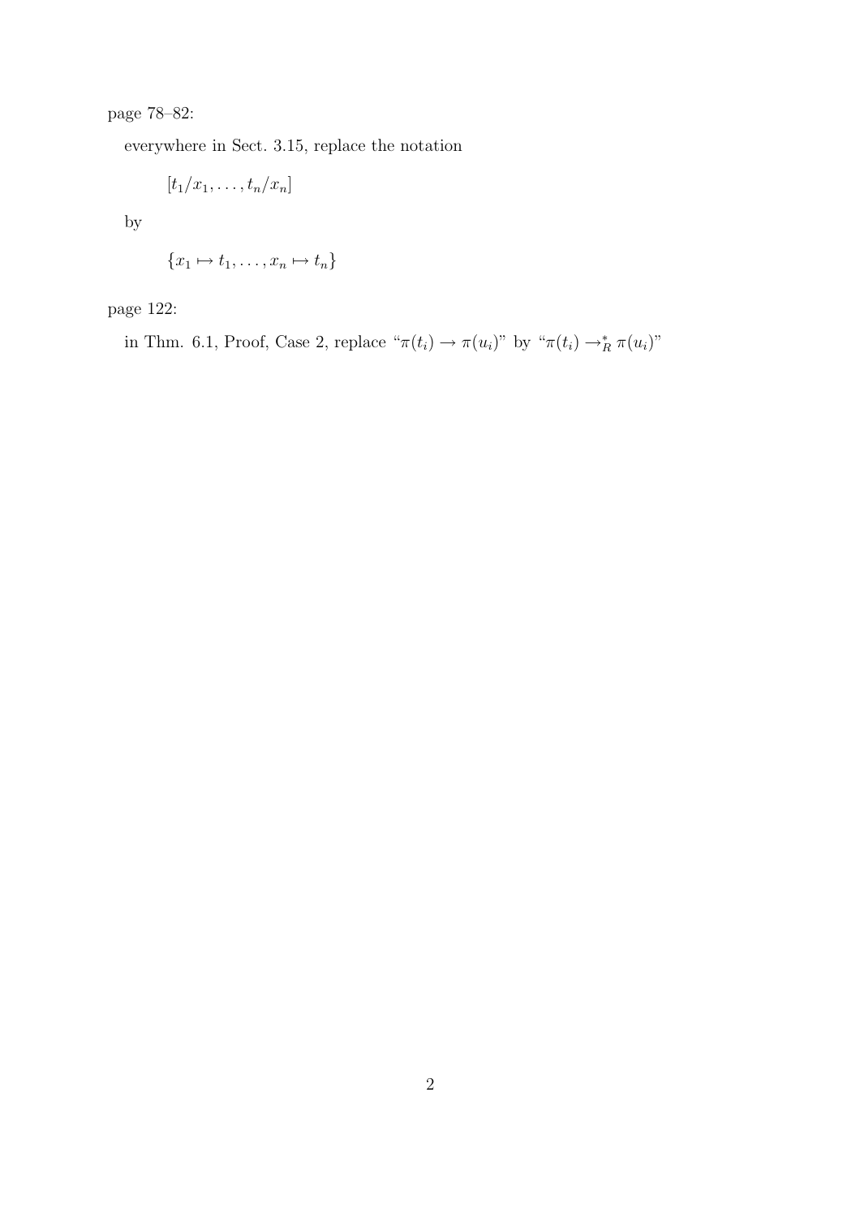page 78–82:

everywhere in Sect. 3.15, replace the notation

$$[t_1/x_1, \ldots, t_n/x_n]$$

by

$$\{x_1 \mapsto t_1, \ldots, x_n \mapsto t_n\}$$

page 122:

in Thm. 6.1, Proof, Case 2, replace "$\pi(t_i) \rightarrow \pi(u_i)$" by "$\pi(t_i) \rightarrow_R^* \pi(u_i)$"